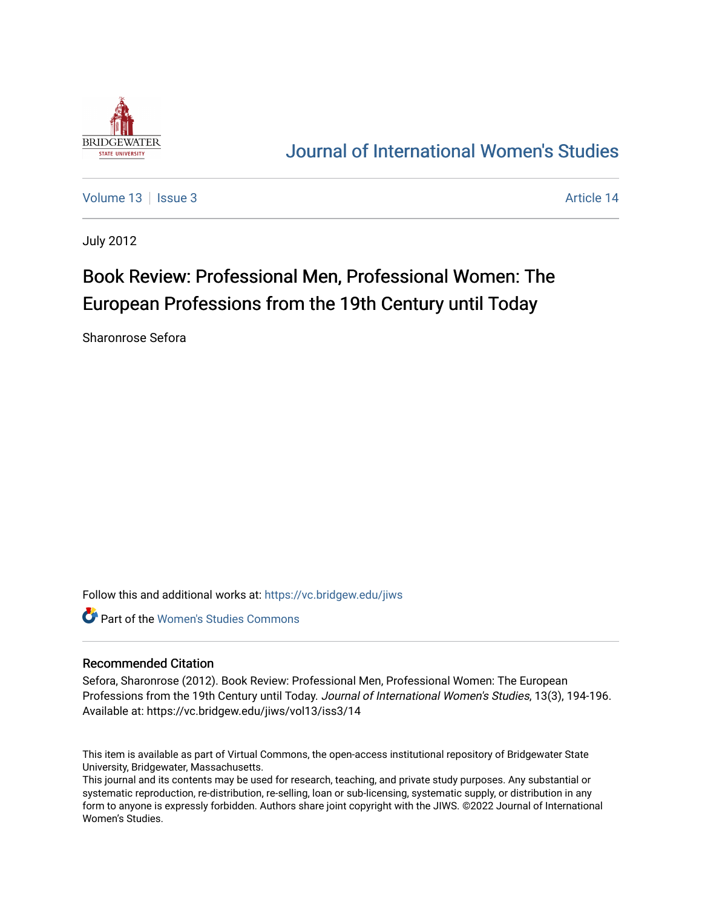# Journal of International Women's Studies

Volume 13 | Issue 3 | Article 14

July 2012

# Book Review: Professional Men, Professional Women: The European Professions from the 19th Century until Today

Sharonrose Sefora

Follow this and additional works at: https://vc.bridgew.edu/jiws

Part of the Women's Studies Commons

## Recommended Citation

Sefora, Sharonrose (2012). Book Review: Professional Men, Professional Women: The European Professions from the 19th Century until Today. *Journal of International Women's Studies*, 13(3), 194-196.
Available at: https://vc.bridgew.edu/jiws/vol13/iss3/14

This item is available as part of Virtual Commons, the open-access institutional repository of Bridgewater State University, Bridgewater, Massachusetts.
This journal and its contents may be used for research, teaching, and private study purposes. Any substantial or systematic reproduction, re-distribution, re-selling, loan or sub-licensing, systematic supply, or distribution in any form to anyone is expressly forbidden. Authors share joint copyright with the JIWS. ©2022 Journal of International Women's Studies.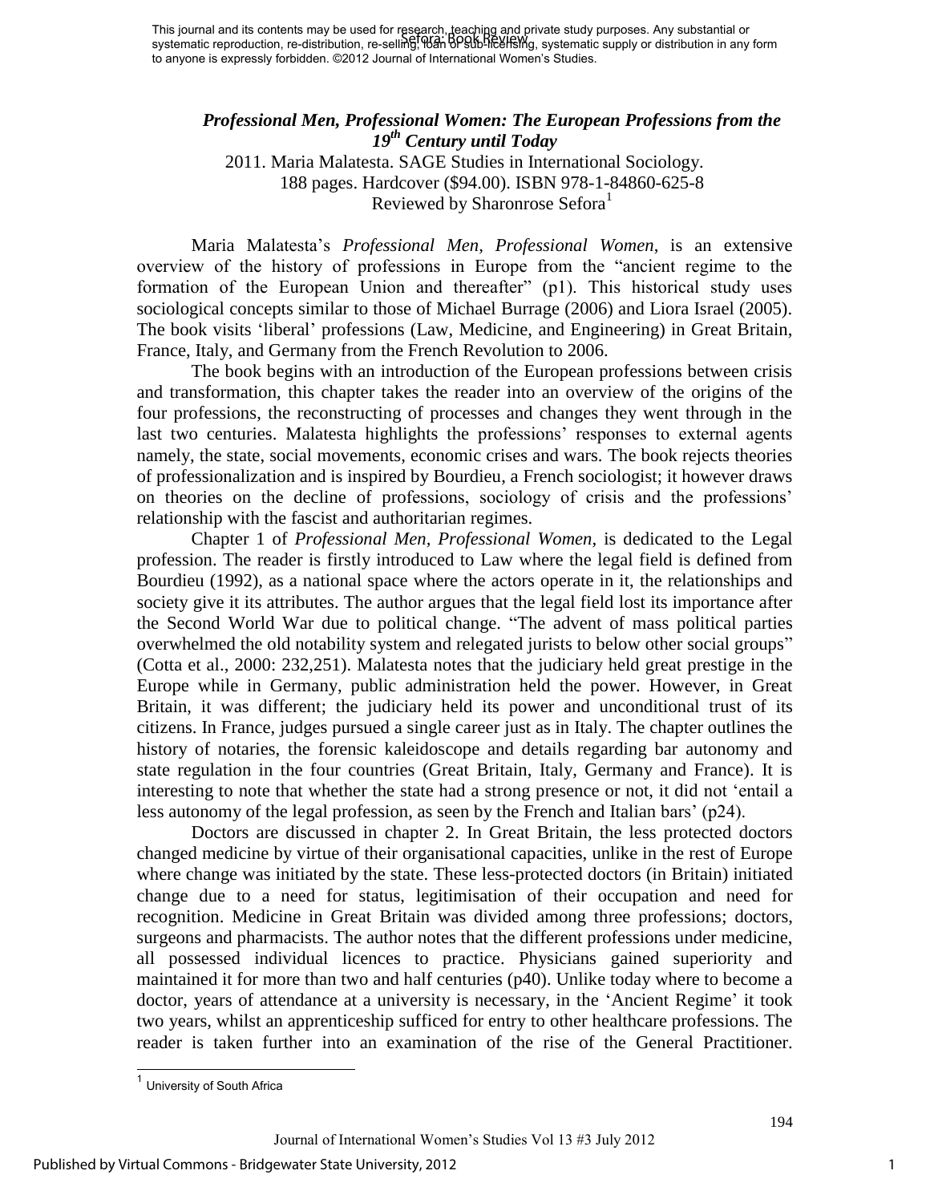This journal and its contents may be used for research, teaching and private study purposes. Any substantial or systematic reproduction, re-distribution, re-selling, loan or sub-licensing, systematic supply or distribution in any form to anyone is expressly forbidden. ©2012 Journal of International Women's Studies.

### *Professional Men, Professional Women: The European Professions from the 19th Century until Today*

2011. Maria Malatesta. SAGE Studies in International Sociology.
188 pages. Hardcover ($94.00). ISBN 978-1-84860-625-8
Reviewed by Sharonrose Sefora[1]

Maria Malatesta's *Professional Men, Professional Women*, is an extensive overview of the history of professions in Europe from the "ancient regime to the formation of the European Union and thereafter" (p1). This historical study uses sociological concepts similar to those of Michael Burrage (2006) and Liora Israel (2005). The book visits 'liberal' professions (Law, Medicine, and Engineering) in Great Britain, France, Italy, and Germany from the French Revolution to 2006.

The book begins with an introduction of the European professions between crisis and transformation, this chapter takes the reader into an overview of the origins of the four professions, the reconstructing of processes and changes they went through in the last two centuries. Malatesta highlights the professions' responses to external agents namely, the state, social movements, economic crises and wars. The book rejects theories of professionalization and is inspired by Bourdieu, a French sociologist; it however draws on theories on the decline of professions, sociology of crisis and the professions' relationship with the fascist and authoritarian regimes.

Chapter 1 of *Professional Men, Professional Women*, is dedicated to the Legal profession. The reader is firstly introduced to Law where the legal field is defined from Bourdieu (1992), as a national space where the actors operate in it, the relationships and society give it its attributes. The author argues that the legal field lost its importance after the Second World War due to political change. "The advent of mass political parties overwhelmed the old notability system and relegated jurists to below other social groups" (Cotta et al., 2000: 232,251). Malatesta notes that the judiciary held great prestige in the Europe while in Germany, public administration held the power. However, in Great Britain, it was different; the judiciary held its power and unconditional trust of its citizens. In France, judges pursued a single career just as in Italy. The chapter outlines the history of notaries, the forensic kaleidoscope and details regarding bar autonomy and state regulation in the four countries (Great Britain, Italy, Germany and France). It is interesting to note that whether the state had a strong presence or not, it did not 'entail a less autonomy of the legal profession, as seen by the French and Italian bars' (p24).

Doctors are discussed in chapter 2. In Great Britain, the less protected doctors changed medicine by virtue of their organisational capacities, unlike in the rest of Europe where change was initiated by the state. These less-protected doctors (in Britain) initiated change due to a need for status, legitimisation of their occupation and need for recognition. Medicine in Great Britain was divided among three professions; doctors, surgeons and pharmacists. The author notes that the different professions under medicine, all possessed individual licences to practice. Physicians gained superiority and maintained it for more than two and half centuries (p40). Unlike today where to become a doctor, years of attendance at a university is necessary, in the 'Ancient Regime' it took two years, whilst an apprenticeship sufficed for entry to other healthcare professions. The reader is taken further into an examination of the rise of the General Practitioner.

[1] University of South Africa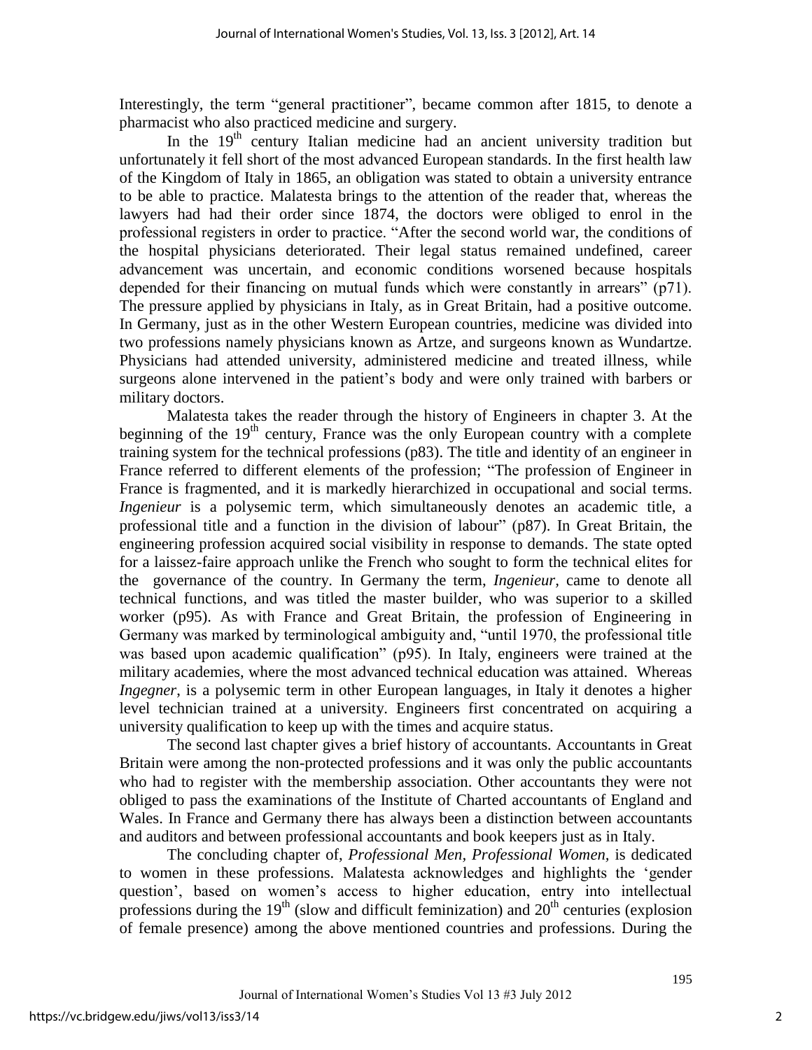Interestingly, the term "general practitioner", became common after 1815, to denote a pharmacist who also practiced medicine and surgery.

In the 19th century Italian medicine had an ancient university tradition but unfortunately it fell short of the most advanced European standards. In the first health law of the Kingdom of Italy in 1865, an obligation was stated to obtain a university entrance to be able to practice. Malatesta brings to the attention of the reader that, whereas the lawyers had had their order since 1874, the doctors were obliged to enrol in the professional registers in order to practice. "After the second world war, the conditions of the hospital physicians deteriorated. Their legal status remained undefined, career advancement was uncertain, and economic conditions worsened because hospitals depended for their financing on mutual funds which were constantly in arrears" (p71). The pressure applied by physicians in Italy, as in Great Britain, had a positive outcome. In Germany, just as in the other Western European countries, medicine was divided into two professions namely physicians known as Artze, and surgeons known as Wundartze. Physicians had attended university, administered medicine and treated illness, while surgeons alone intervened in the patient's body and were only trained with barbers or military doctors.

Malatesta takes the reader through the history of Engineers in chapter 3. At the beginning of the 19th century, France was the only European country with a complete training system for the technical professions (p83). The title and identity of an engineer in France referred to different elements of the profession; "The profession of Engineer in France is fragmented, and it is markedly hierarchized in occupational and social terms. *Ingenieur* is a polysemic term, which simultaneously denotes an academic title, a professional title and a function in the division of labour" (p87). In Great Britain, the engineering profession acquired social visibility in response to demands. The state opted for a laissez-faire approach unlike the French who sought to form the technical elites for the governance of the country. In Germany the term, *Ingenieur,* came to denote all technical functions, and was titled the master builder, who was superior to a skilled worker (p95). As with France and Great Britain, the profession of Engineering in Germany was marked by terminological ambiguity and, "until 1970, the professional title was based upon academic qualification" (p95). In Italy, engineers were trained at the military academies, where the most advanced technical education was attained. Whereas *Ingegner,* is a polysemic term in other European languages, in Italy it denotes a higher level technician trained at a university. Engineers first concentrated on acquiring a university qualification to keep up with the times and acquire status.

The second last chapter gives a brief history of accountants. Accountants in Great Britain were among the non-protected professions and it was only the public accountants who had to register with the membership association. Other accountants they were not obliged to pass the examinations of the Institute of Charted accountants of England and Wales. In France and Germany there has always been a distinction between accountants and auditors and between professional accountants and book keepers just as in Italy.

The concluding chapter of, *Professional Men, Professional Women,* is dedicated to women in these professions. Malatesta acknowledges and highlights the 'gender question', based on women's access to higher education, entry into intellectual professions during the 19th (slow and difficult feminization) and 20th centuries (explosion of female presence) among the above mentioned countries and professions. During the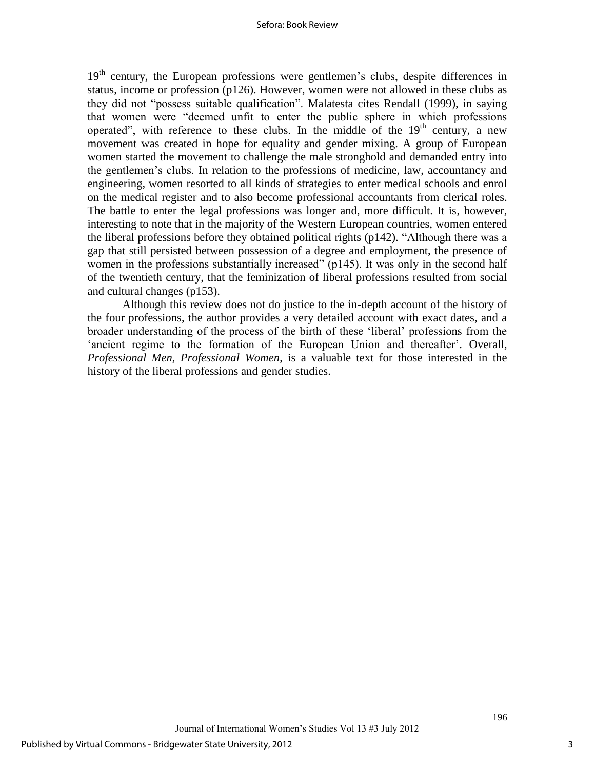19th century, the European professions were gentlemen's clubs, despite differences in status, income or profession (p126). However, women were not allowed in these clubs as they did not "possess suitable qualification". Malatesta cites Rendall (1999), in saying that women were "deemed unfit to enter the public sphere in which professions operated", with reference to these clubs. In the middle of the 19th century, a new movement was created in hope for equality and gender mixing. A group of European women started the movement to challenge the male stronghold and demanded entry into the gentlemen's clubs. In relation to the professions of medicine, law, accountancy and engineering, women resorted to all kinds of strategies to enter medical schools and enrol on the medical register and to also become professional accountants from clerical roles. The battle to enter the legal professions was longer and, more difficult. It is, however, interesting to note that in the majority of the Western European countries, women entered the liberal professions before they obtained political rights (p142). "Although there was a gap that still persisted between possession of a degree and employment, the presence of women in the professions substantially increased" (p145). It was only in the second half of the twentieth century, that the feminization of liberal professions resulted from social and cultural changes (p153).

Although this review does not do justice to the in-depth account of the history of the four professions, the author provides a very detailed account with exact dates, and a broader understanding of the process of the birth of these 'liberal' professions from the 'ancient regime to the formation of the European Union and thereafter'. Overall, *Professional Men, Professional Women*, is a valuable text for those interested in the history of the liberal professions and gender studies.